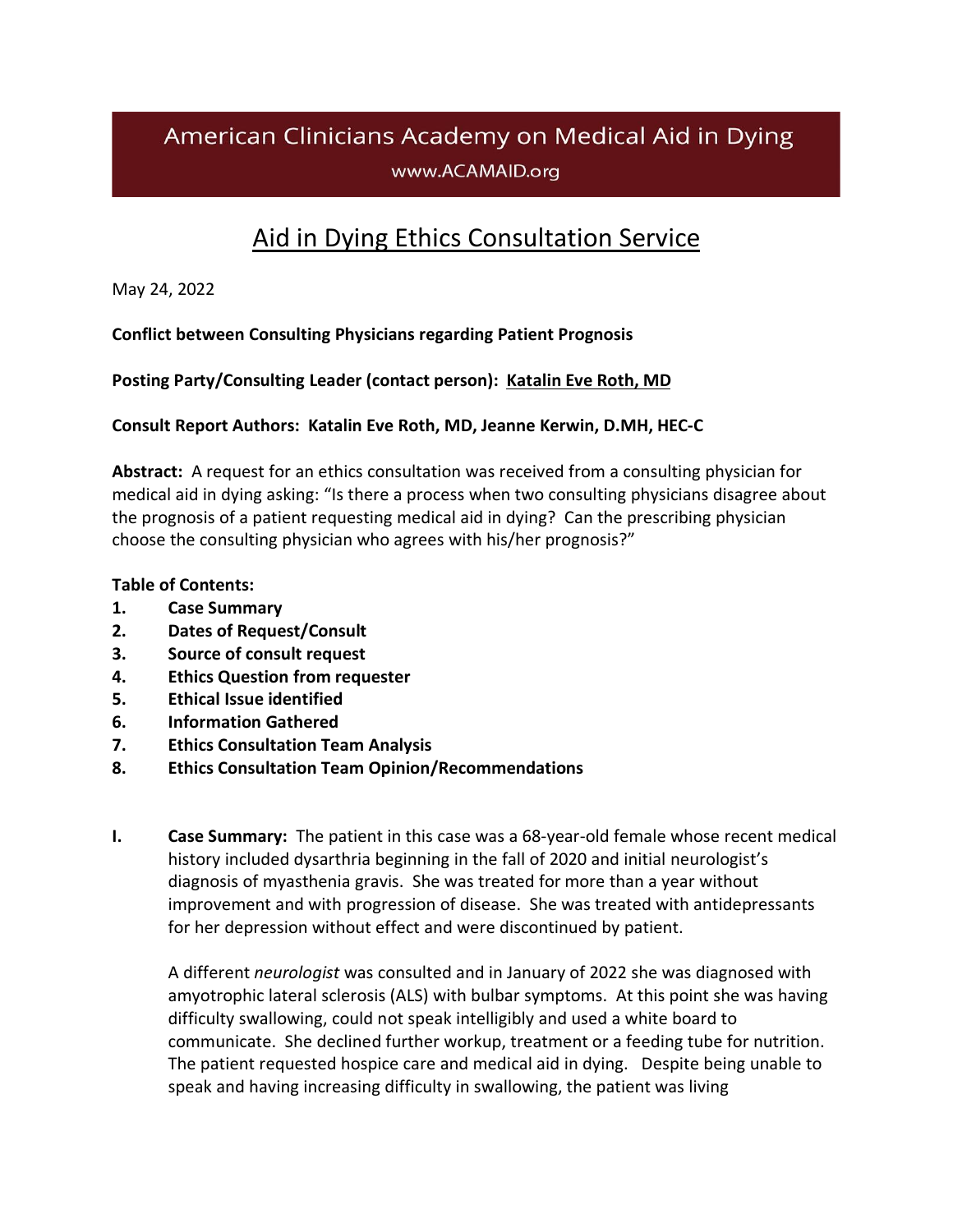# American Clinicians Academy on Medical Aid in Dying

www.ACAMAID.org

## Aid in Dying Ethics Consultation Service

May 24, 2022

**Conflict between Consulting Physicians regarding Patient Prognosis**

**Posting Party/Consulting Leader (contact person): Katalin Eve Roth, MD**

**Consult Report Authors: Katalin Eve Roth, MD, Jeanne Kerwin, D.MH, HEC-C**

**Abstract:** A request for an ethics consultation was received from a consulting physician for medical aid in dying asking: "Is there a process when two consulting physicians disagree about the prognosis of a patient requesting medical aid in dying? Can the prescribing physician choose the consulting physician who agrees with his/her prognosis?"

**Table of Contents:**

1. **Case Summary**
2. **Dates of Request/Consult**
3. **Source of consult request**
4. **Ethics Question from requester**
5. **Ethical Issue identified**
6. **Information Gathered**
7. **Ethics Consultation Team Analysis**
8. **Ethics Consultation Team Opinion/Recommendations**

**I. Case Summary:** The patient in this case was a 68-year-old female whose recent medical history included dysarthria beginning in the fall of 2020 and initial neurologist's diagnosis of myasthenia gravis. She was treated for more than a year without improvement and with progression of disease. She was treated with antidepressants for her depression without effect and were discontinued by patient.

A different *neurologist* was consulted and in January of 2022 she was diagnosed with amyotrophic lateral sclerosis (ALS) with bulbar symptoms. At this point she was having difficulty swallowing, could not speak intelligibly and used a white board to communicate. She declined further workup, treatment or a feeding tube for nutrition. The patient requested hospice care and medical aid in dying. Despite being unable to speak and having increasing difficulty in swallowing, the patient was living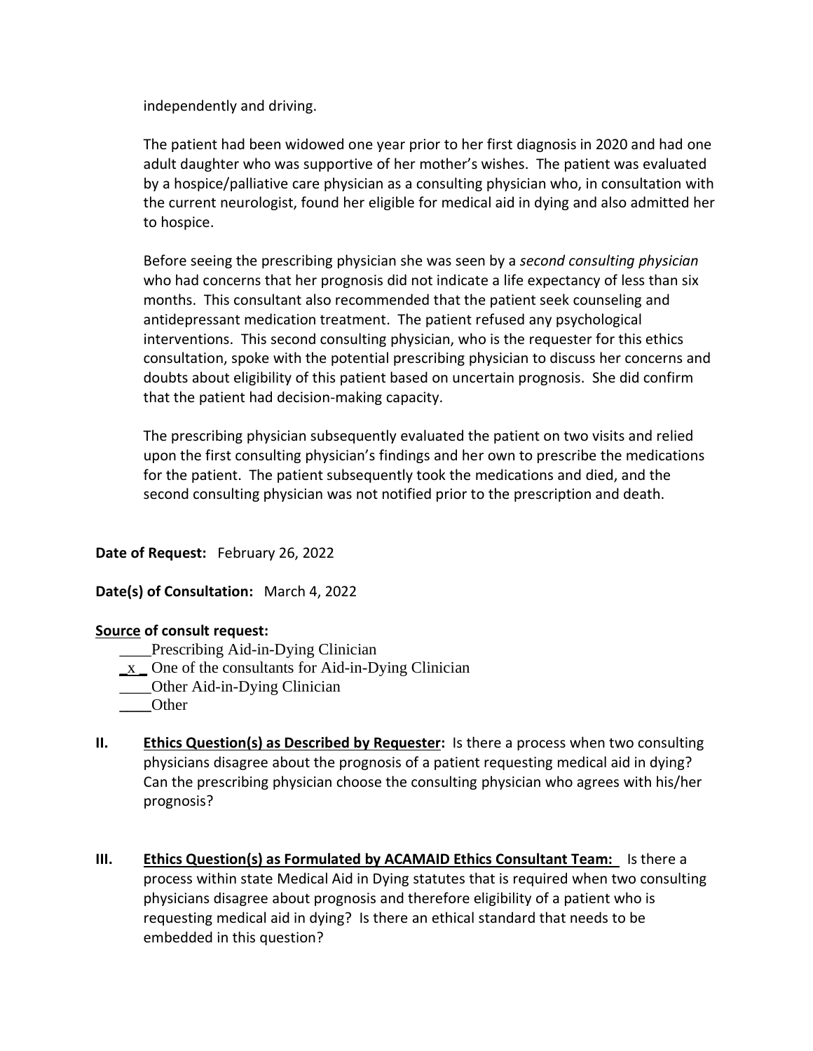independently and driving.

The patient had been widowed one year prior to her first diagnosis in 2020 and had one adult daughter who was supportive of her mother's wishes. The patient was evaluated by a hospice/palliative care physician as a consulting physician who, in consultation with the current neurologist, found her eligible for medical aid in dying and also admitted her to hospice.

Before seeing the prescribing physician she was seen by a *second consulting physician* who had concerns that her prognosis did not indicate a life expectancy of less than six months. This consultant also recommended that the patient seek counseling and antidepressant medication treatment. The patient refused any psychological interventions. This second consulting physician, who is the requester for this ethics consultation, spoke with the potential prescribing physician to discuss her concerns and doubts about eligibility of this patient based on uncertain prognosis. She did confirm that the patient had decision-making capacity.

The prescribing physician subsequently evaluated the patient on two visits and relied upon the first consulting physician's findings and her own to prescribe the medications for the patient. The patient subsequently took the medications and died, and the second consulting physician was not notified prior to the prescription and death.

**Date of Request:** February 26, 2022

**Date(s) of Consultation:** March 4, 2022

**Source of consult request:**

____Prescribing Aid-in-Dying Clinician
_x_ One of the consultants for Aid-in-Dying Clinician
____Other Aid-in-Dying Clinician
____Other

**II. Ethics Question(s) as Described by Requester:** Is there a process when two consulting physicians disagree about the prognosis of a patient requesting medical aid in dying? Can the prescribing physician choose the consulting physician who agrees with his/her prognosis?

**III. Ethics Question(s) as Formulated by ACAMAID Ethics Consultant Team:** Is there a process within state Medical Aid in Dying statutes that is required when two consulting physicians disagree about prognosis and therefore eligibility of a patient who is requesting medical aid in dying? Is there an ethical standard that needs to be embedded in this question?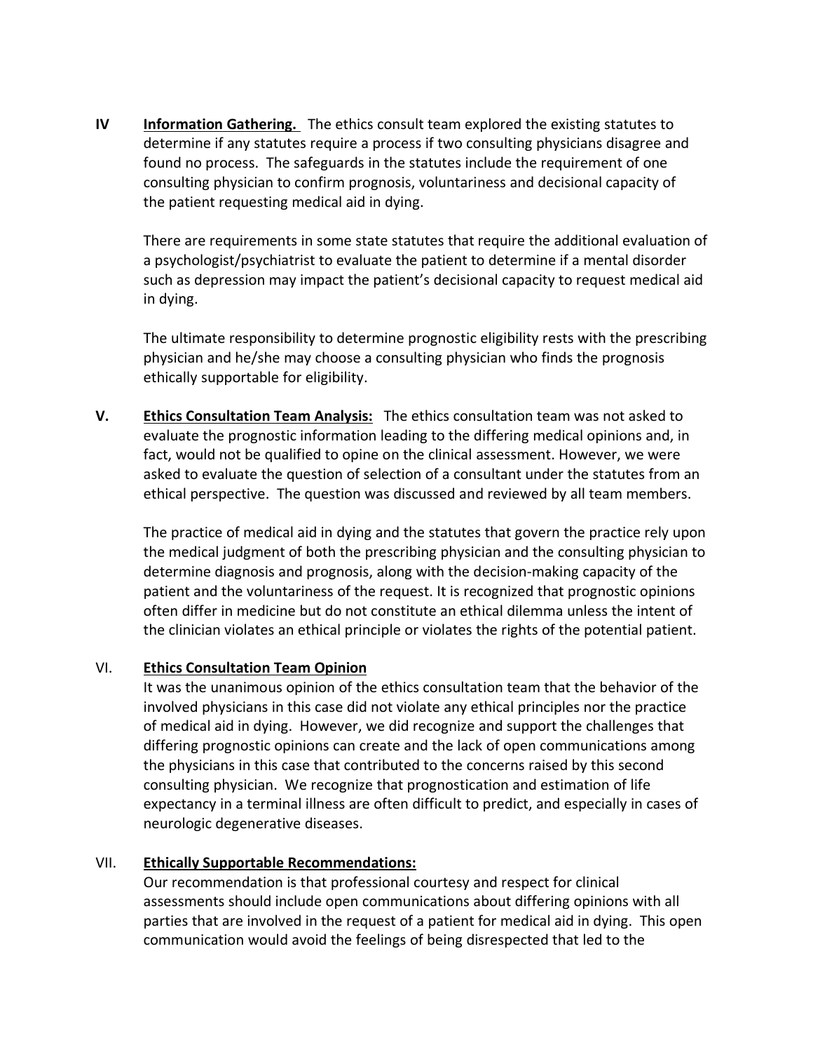**IV** **Information Gathering.** The ethics consult team explored the existing statutes to determine if any statutes require a process if two consulting physicians disagree and found no process. The safeguards in the statutes include the requirement of one consulting physician to confirm prognosis, voluntariness and decisional capacity of the patient requesting medical aid in dying.

There are requirements in some state statutes that require the additional evaluation of a psychologist/psychiatrist to evaluate the patient to determine if a mental disorder such as depression may impact the patient's decisional capacity to request medical aid in dying.

The ultimate responsibility to determine prognostic eligibility rests with the prescribing physician and he/she may choose a consulting physician who finds the prognosis ethically supportable for eligibility.

**V.** **Ethics Consultation Team Analysis:** The ethics consultation team was not asked to evaluate the prognostic information leading to the differing medical opinions and, in fact, would not be qualified to opine on the clinical assessment. However, we were asked to evaluate the question of selection of a consultant under the statutes from an ethical perspective. The question was discussed and reviewed by all team members.

The practice of medical aid in dying and the statutes that govern the practice rely upon the medical judgment of both the prescribing physician and the consulting physician to determine diagnosis and prognosis, along with the decision-making capacity of the patient and the voluntariness of the request. It is recognized that prognostic opinions often differ in medicine but do not constitute an ethical dilemma unless the intent of the clinician violates an ethical principle or violates the rights of the potential patient.

VI. **Ethics Consultation Team Opinion**

It was the unanimous opinion of the ethics consultation team that the behavior of the involved physicians in this case did not violate any ethical principles nor the practice of medical aid in dying. However, we did recognize and support the challenges that differing prognostic opinions can create and the lack of open communications among the physicians in this case that contributed to the concerns raised by this second consulting physician. We recognize that prognostication and estimation of life expectancy in a terminal illness are often difficult to predict, and especially in cases of neurologic degenerative diseases.

VII. **Ethically Supportable Recommendations:**

Our recommendation is that professional courtesy and respect for clinical assessments should include open communications about differing opinions with all parties that are involved in the request of a patient for medical aid in dying. This open communication would avoid the feelings of being disrespected that led to the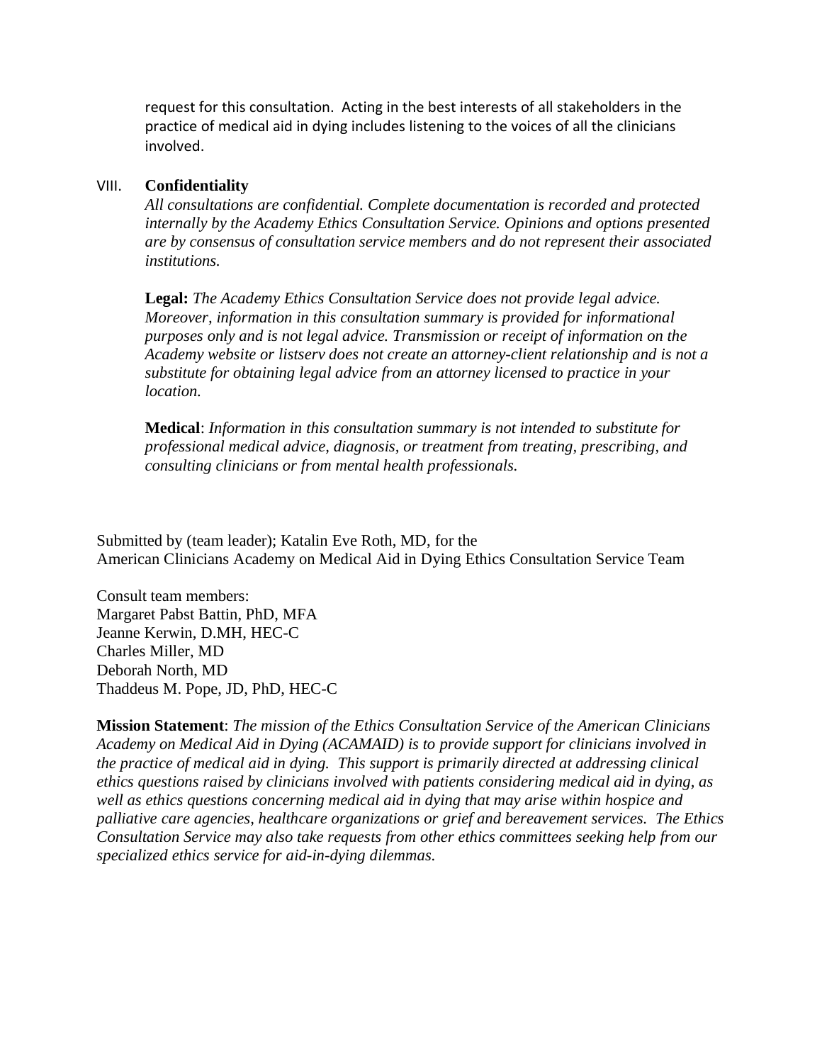request for this consultation. Acting in the best interests of all stakeholders in the practice of medical aid in dying includes listening to the voices of all the clinicians involved.

## VIII. Confidentiality

*All consultations are confidential. Complete documentation is recorded and protected internally by the Academy Ethics Consultation Service. Opinions and options presented are by consensus of consultation service members and do not represent their associated institutions.*

**Legal:** *The Academy Ethics Consultation Service does not provide legal advice. Moreover, information in this consultation summary is provided for informational purposes only and is not legal advice. Transmission or receipt of information on the Academy website or listserv does not create an attorney-client relationship and is not a substitute for obtaining legal advice from an attorney licensed to practice in your location.*

**Medical**: *Information in this consultation summary is not intended to substitute for professional medical advice, diagnosis, or treatment from treating, prescribing, and consulting clinicians or from mental health professionals.*

Submitted by (team leader); Katalin Eve Roth, MD, for the
American Clinicians Academy on Medical Aid in Dying Ethics Consultation Service Team

Consult team members:
Margaret Pabst Battin, PhD, MFA
Jeanne Kerwin, D.MH, HEC-C
Charles Miller, MD
Deborah North, MD
Thaddeus M. Pope, JD, PhD, HEC-C

**Mission Statement**: *The mission of the Ethics Consultation Service of the American Clinicians Academy on Medical Aid in Dying (ACAMAID) is to provide support for clinicians involved in the practice of medical aid in dying. This support is primarily directed at addressing clinical ethics questions raised by clinicians involved with patients considering medical aid in dying, as well as ethics questions concerning medical aid in dying that may arise within hospice and palliative care agencies, healthcare organizations or grief and bereavement services. The Ethics Consultation Service may also take requests from other ethics committees seeking help from our specialized ethics service for aid-in-dying dilemmas.*